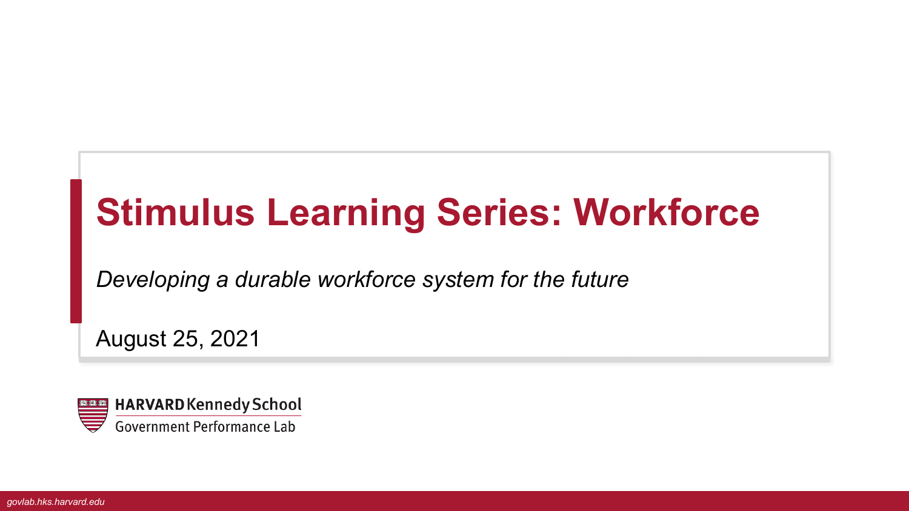# Stimulus Learning Series: Workforce

*Developing a durable workforce system for the future*

August 25, 2021

HARVARD Kennedy School
Government Performance Lab

*govlab.hks.harvard.edu*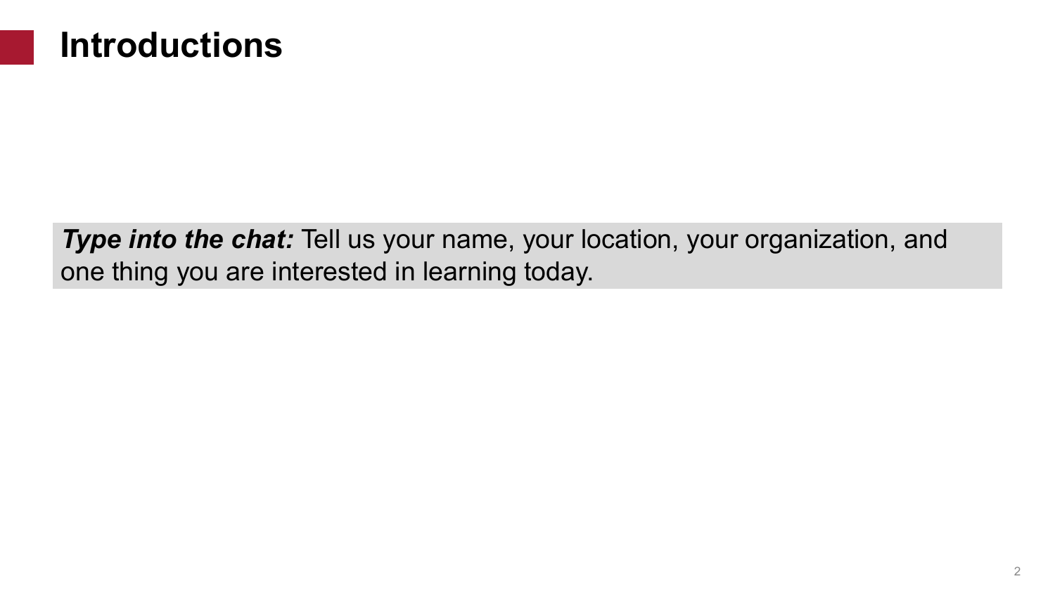# Introductions

***Type into the chat:*** Tell us your name, your location, your organization, and one thing you are interested in learning today.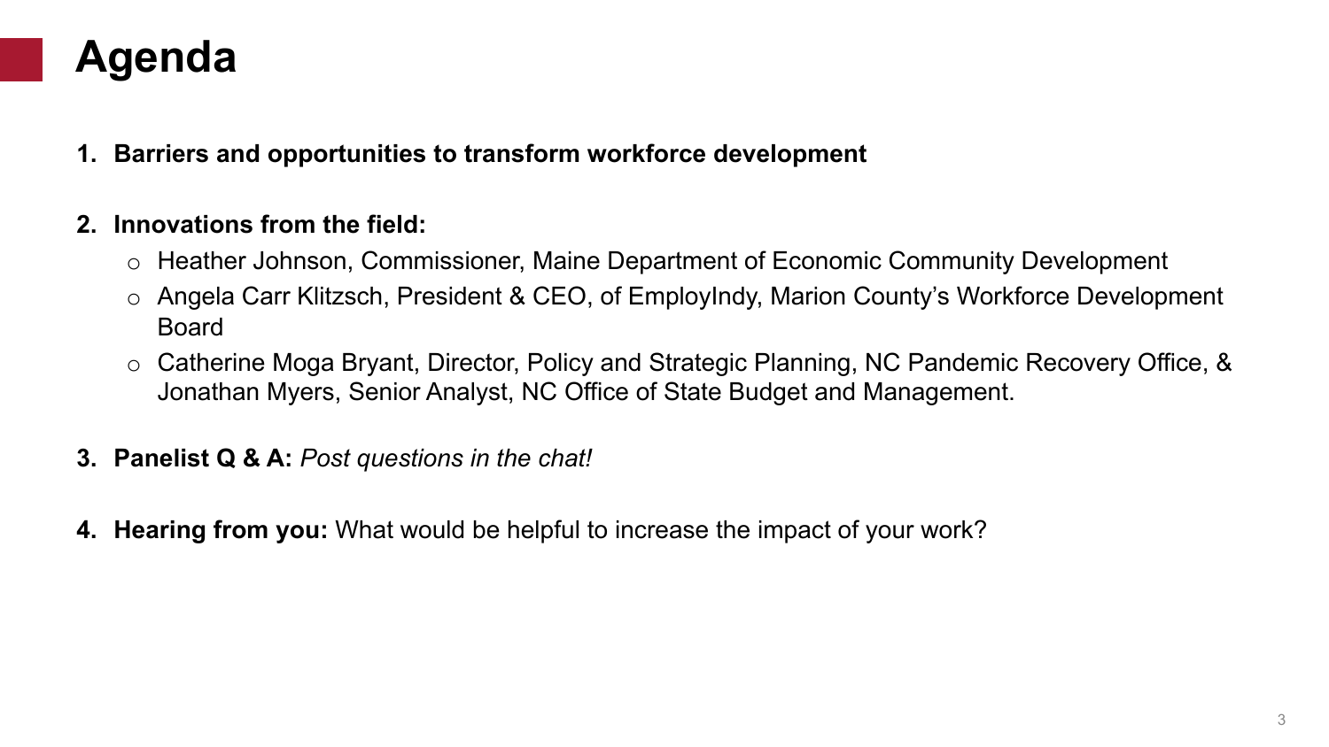# Agenda

1. **Barriers and opportunities to transform workforce development**

2. **Innovations from the field:**
   - Heather Johnson, Commissioner, Maine Department of Economic Community Development
   - Angela Carr Klitzsch, President & CEO, of EmployIndy, Marion County's Workforce Development Board
   - Catherine Moga Bryant, Director, Policy and Strategic Planning, NC Pandemic Recovery Office, & Jonathan Myers, Senior Analyst, NC Office of State Budget and Management.

3. **Panelist Q & A:** *Post questions in the chat!*

4. **Hearing from you:** What would be helpful to increase the impact of your work?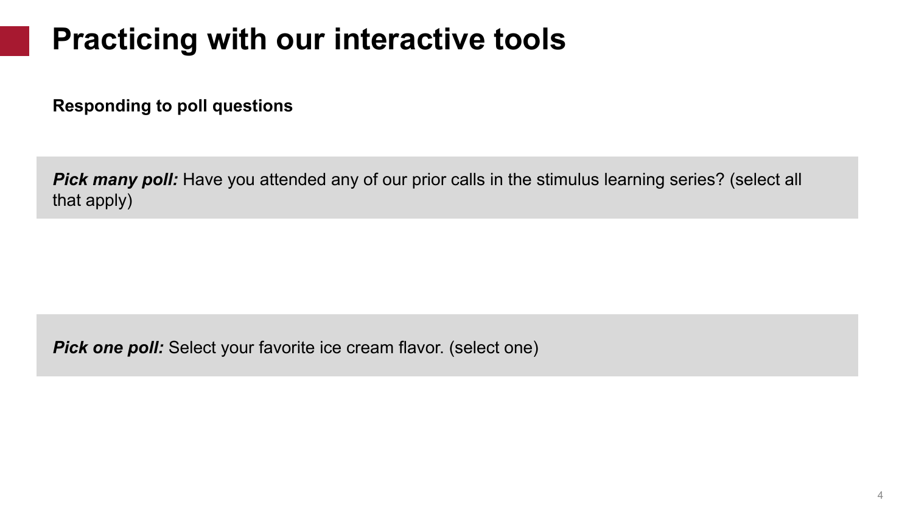# Practicing with our interactive tools

**Responding to poll questions**

***Pick many poll:*** Have you attended any of our prior calls in the stimulus learning series? (select all that apply)

***Pick one poll:*** Select your favorite ice cream flavor. (select one)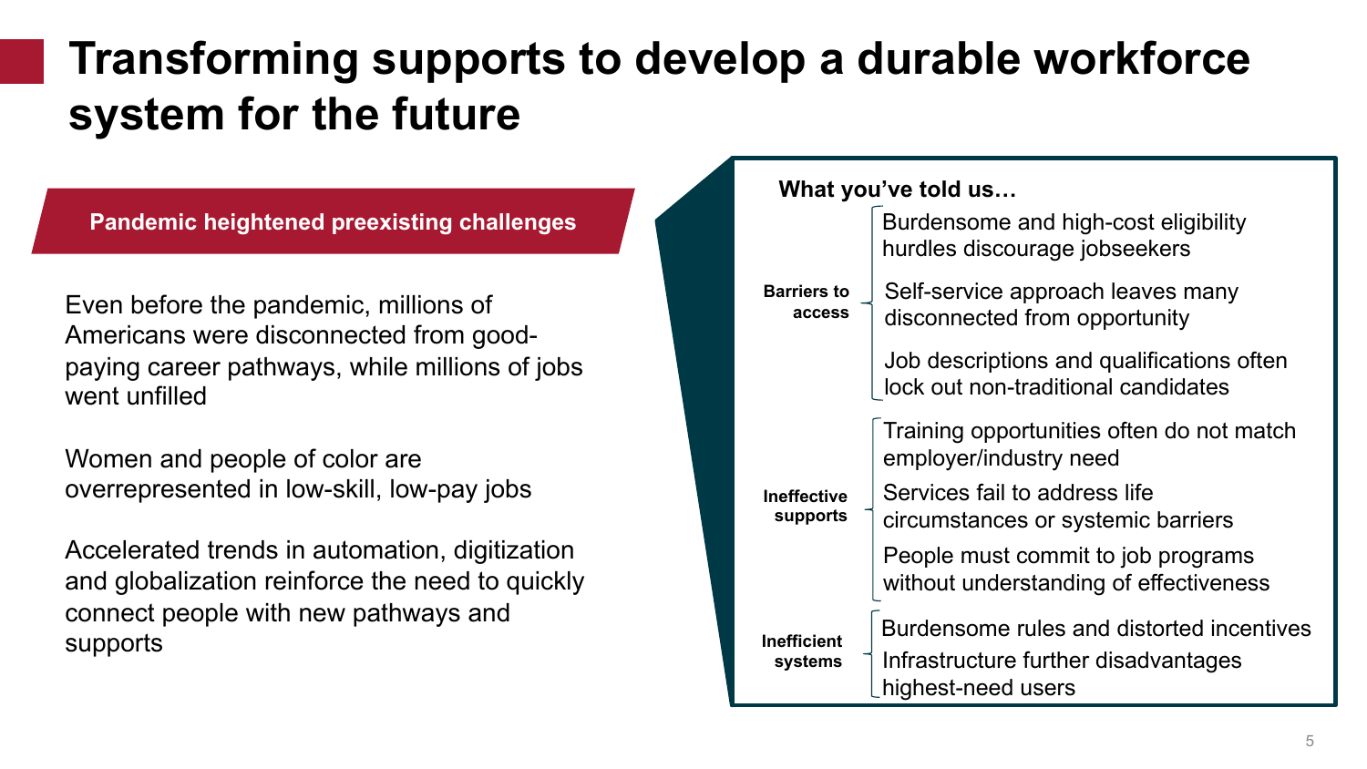# Transforming supports to develop a durable workforce system for the future

## Pandemic heightened preexisting challenges

Even before the pandemic, millions of Americans were disconnected from good-paying career pathways, while millions of jobs went unfilled

Women and people of color are overrepresented in low-skill, low-pay jobs

Accelerated trends in automation, digitization and globalization reinforce the need to quickly connect people with new pathways and supports

**What you've told us…**

**Barriers to access**

- Burdensome and high-cost eligibility hurdles discourage jobseekers
- Self-service approach leaves many disconnected from opportunity
- Job descriptions and qualifications often lock out non-traditional candidates

**Ineffective supports**

- Training opportunities often do not match employer/industry need
- Services fail to address life circumstances or systemic barriers
- People must commit to job programs without understanding of effectiveness

**Inefficient systems**

- Burdensome rules and distorted incentives
- Infrastructure further disadvantages highest-need users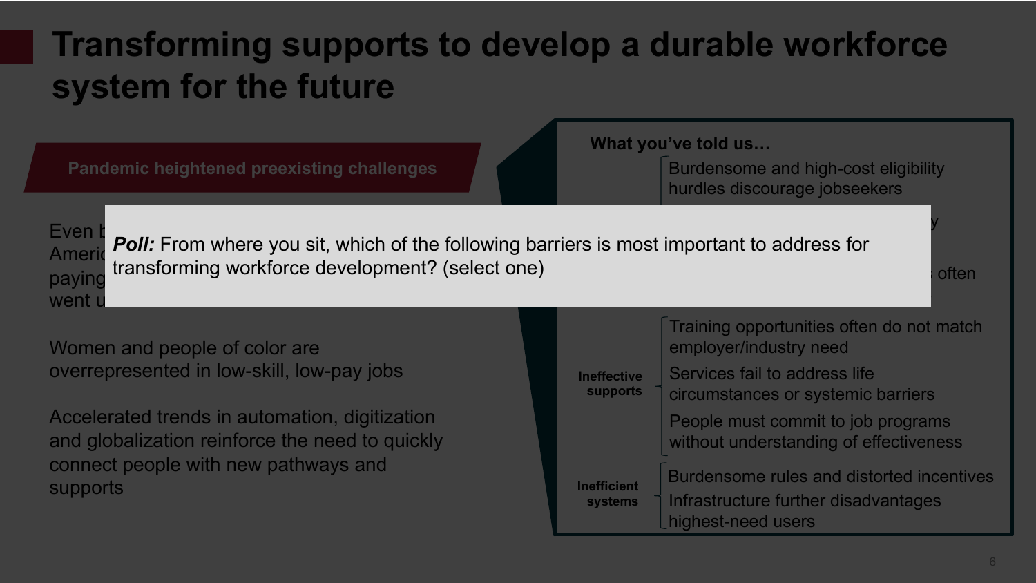# Transforming supports to develop a durable workforce system for the future

**Pandemic heightened preexisting challenges**

Even b... Americ... paying... went u...

Women and people of color are overrepresented in low-skill, low-pay jobs

Accelerated trends in automation, digitization and globalization reinforce the need to quickly connect people with new pathways and supports

**What you've told us…**

- Burdensome and high-cost eligibility hurdles discourage jobseekers
- ...y
- ... often

**Ineffective supports**

- Training opportunities often do not match employer/industry need
- Services fail to address life circumstances or systemic barriers
- People must commit to job programs without understanding of effectiveness

**Inefficient systems**

- Burdensome rules and distorted incentives
- Infrastructure further disadvantages highest-need users

***Poll:*** From where you sit, which of the following barriers is most important to address for transforming workforce development? (select one)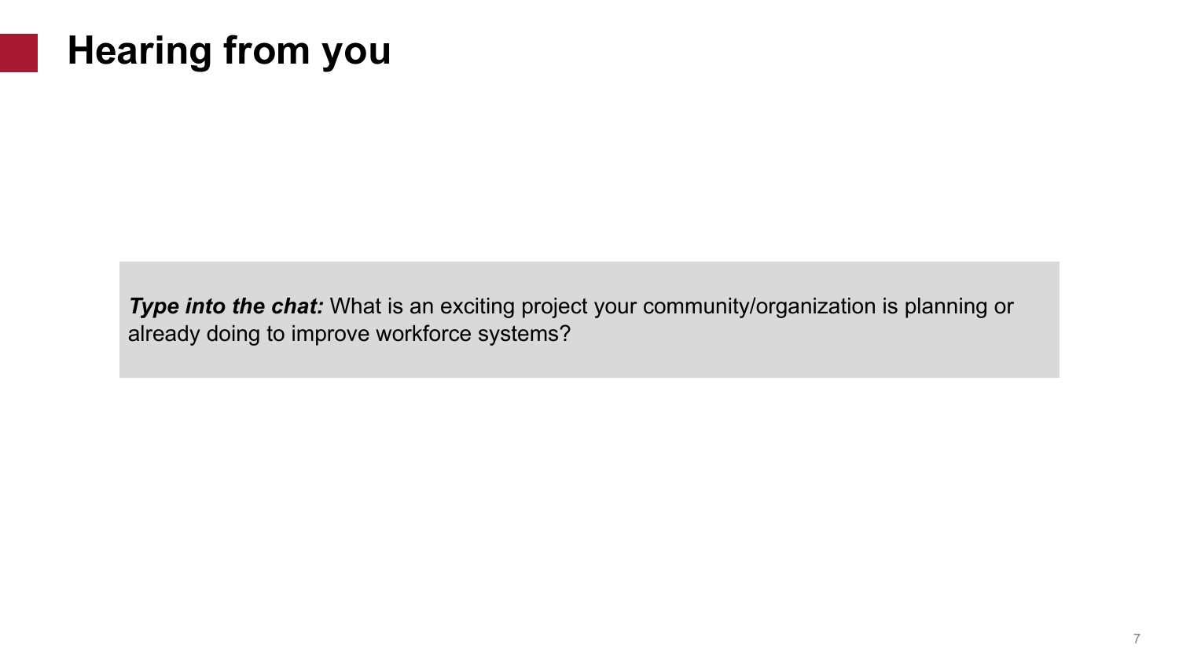# Hearing from you

***Type into the chat:*** What is an exciting project your community/organization is planning or already doing to improve workforce systems?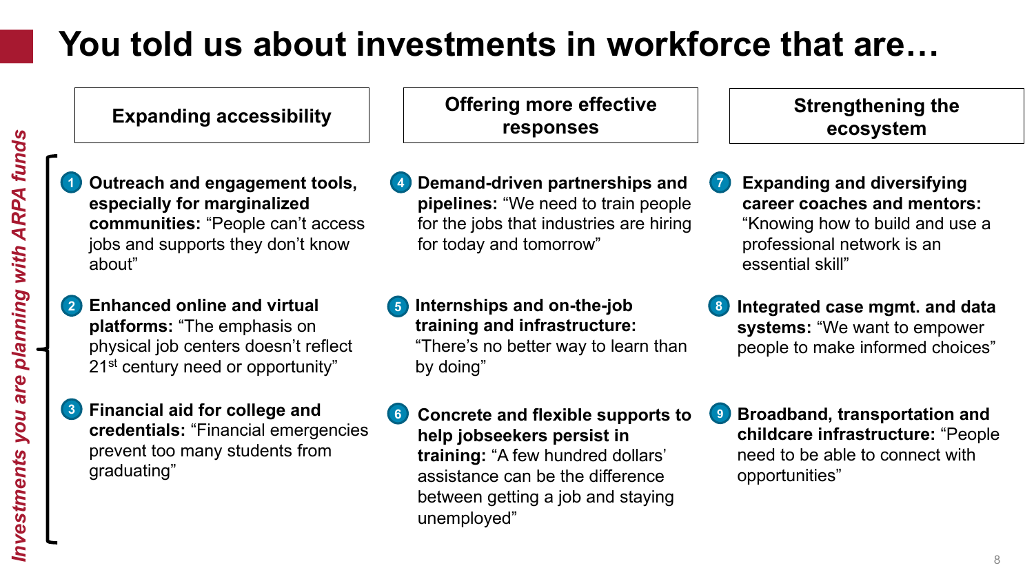# You told us about investments in workforce that are…

*Investments you are planning with ARPA funds*

## Expanding accessibility

1. **Outreach and engagement tools, especially for marginalized communities:** "People can't access jobs and supports they don't know about"
2. **Enhanced online and virtual platforms:** "The emphasis on physical job centers doesn't reflect 21st century need or opportunity"
3. **Financial aid for college and credentials:** "Financial emergencies prevent too many students from graduating"

## Offering more effective responses

4. **Demand-driven partnerships and pipelines:** "We need to train people for the jobs that industries are hiring for today and tomorrow"
5. **Internships and on-the-job training and infrastructure:** "There's no better way to learn than by doing"
6. **Concrete and flexible supports to help jobseekers persist in training:** "A few hundred dollars' assistance can be the difference between getting a job and staying unemployed"

## Strengthening the ecosystem

7. **Expanding and diversifying career coaches and mentors:** "Knowing how to build and use a professional network is an essential skill"
8. **Integrated case mgmt. and data systems:** "We want to empower people to make informed choices"
9. **Broadband, transportation and childcare infrastructure:** "People need to be able to connect with opportunities"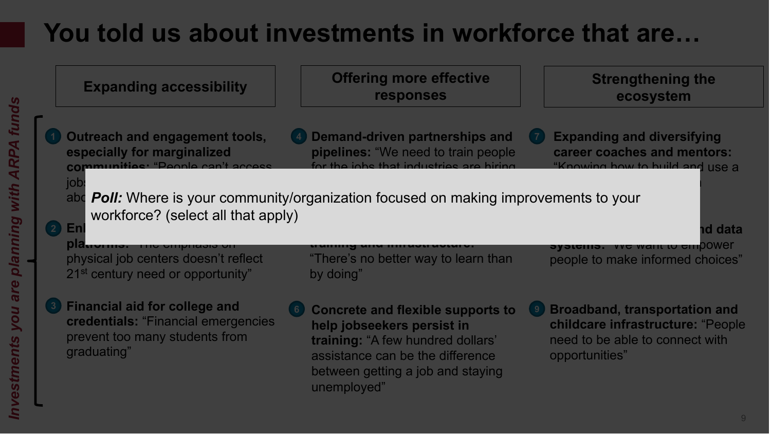# You told us about investments in workforce that are…

*Investments you are planning with ARPA funds*

## Expanding accessibility

1. **Outreach and engagement tools, especially for marginalized communities:** "People can't access jobs … abo…

2. **En… platforms:** "The emphasis on physical job centers doesn't reflect 21st century need or opportunity"

3. **Financial aid for college and credentials:** "Financial emergencies prevent too many students from graduating"

## Offering more effective responses

4. **Demand-driven partnerships and pipelines:** "We need to train people for the jobs that industries are hiring…

5. **… training and infrastructure:** "There's no better way to learn than by doing"

6. **Concrete and flexible supports to help jobseekers persist in training:** "A few hundred dollars' assistance can be the difference between getting a job and staying unemployed"

## Strengthening the ecosystem

7. **Expanding and diversifying career coaches and mentors:** "Knowing how to build and use a …

8. **… and data systems:** "We want to empower people to make informed choices"

9. **Broadband, transportation and childcare infrastructure:** "People need to be able to connect with opportunities"

***Poll:*** Where is your community/organization focused on making improvements to your workforce? (select all that apply)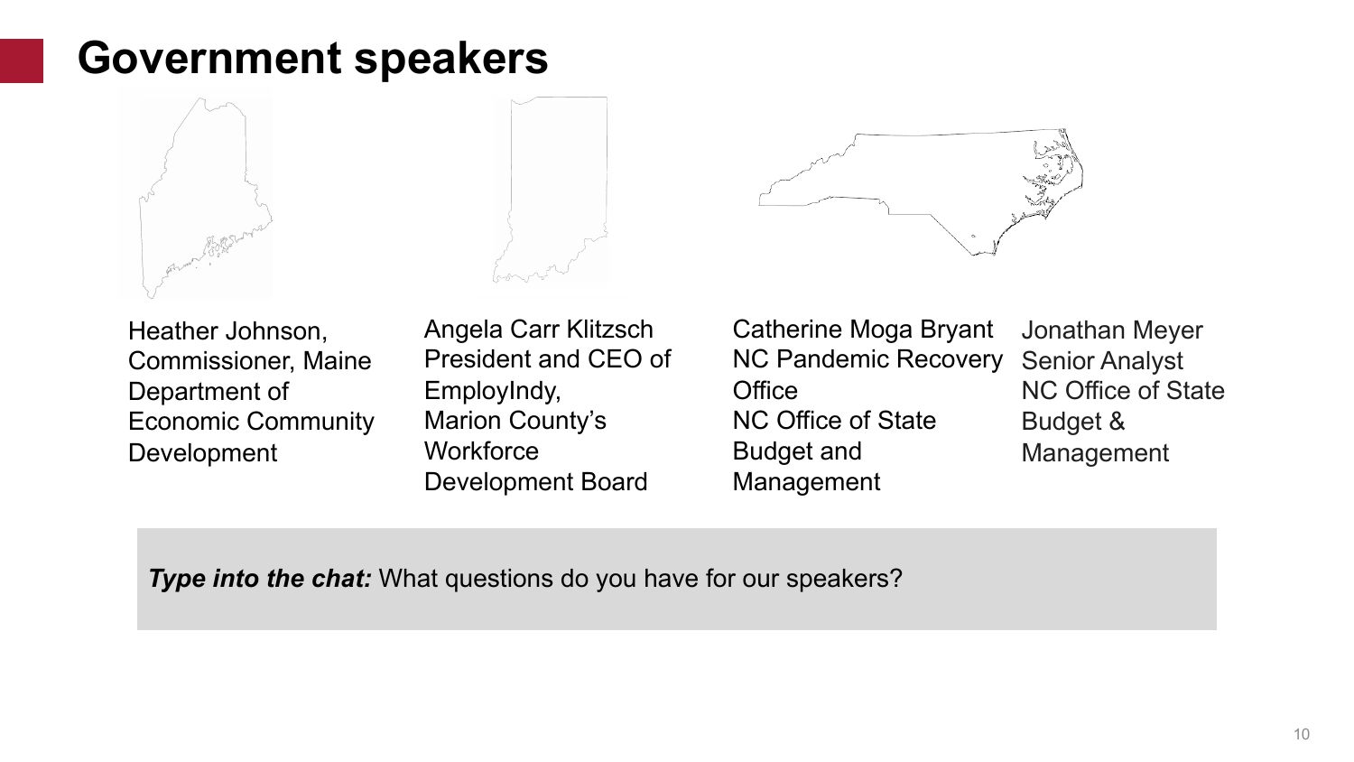# Government speakers

Heather Johnson, Commissioner, Maine Department of Economic Community Development

Angela Carr Klitzsch President and CEO of EmployIndy, Marion County's Workforce Development Board

Catherine Moga Bryant NC Pandemic Recovery Office NC Office of State Budget and Management

Jonathan Meyer Senior Analyst NC Office of State Budget & Management

***Type into the chat:*** What questions do you have for our speakers?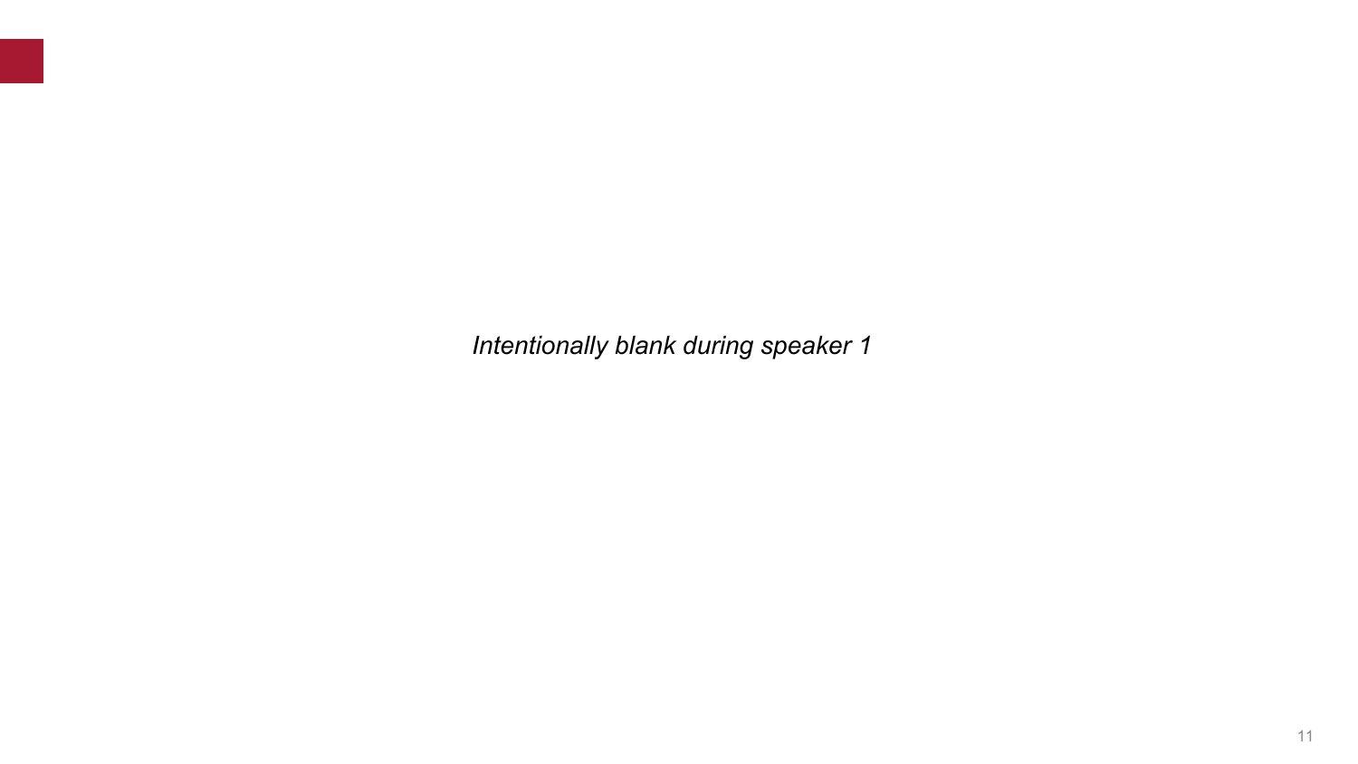*Intentionally blank during speaker 1*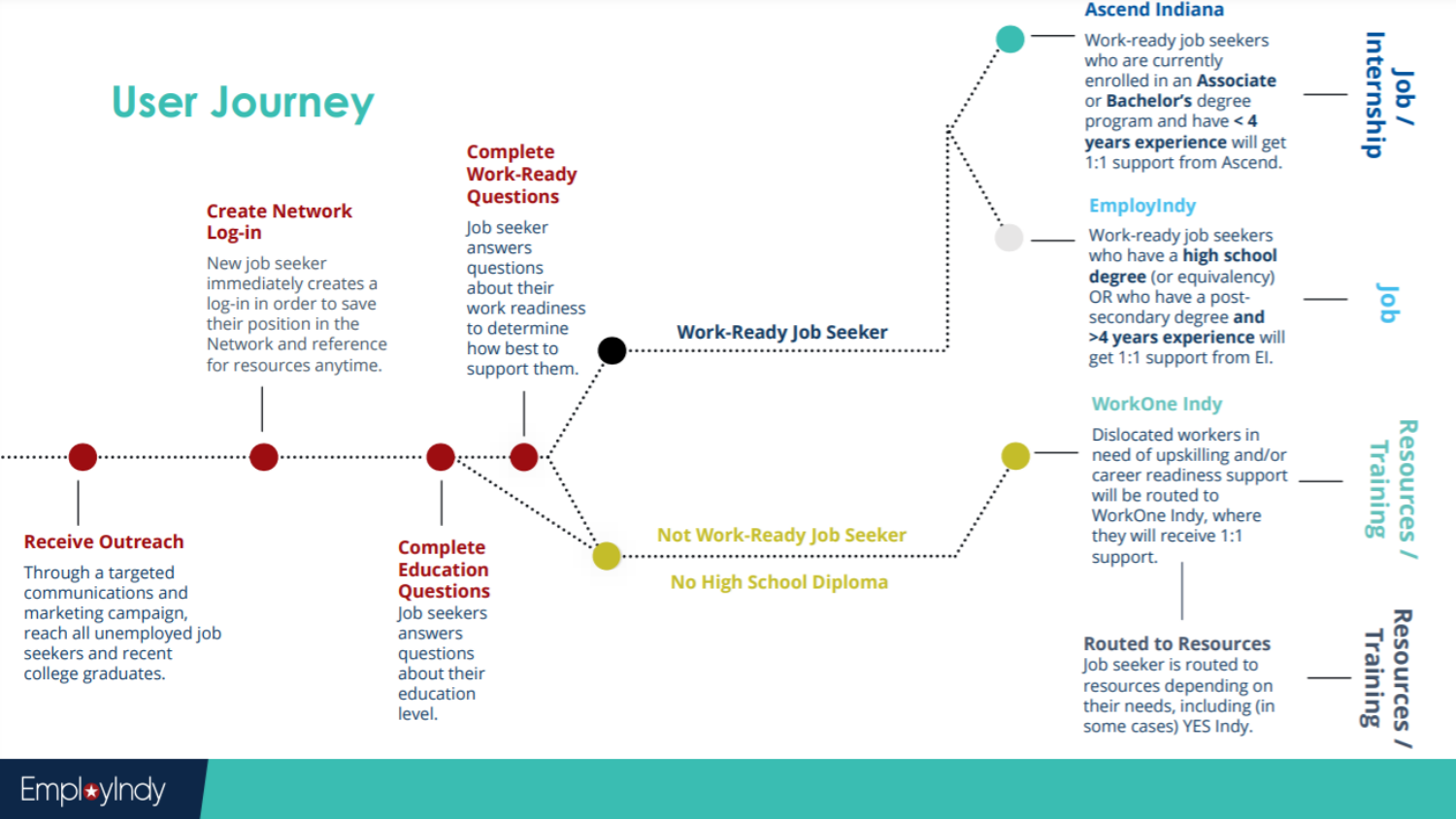# User Journey

**Receive Outreach**
Through a targeted communications and marketing campaign, reach all unemployed job seekers and recent college graduates.

**Create Network Log-in**
New job seeker immediately creates a log-in in order to save their position in the Network and reference for resources anytime.

**Complete Education Questions**
Job seekers answers questions about their education level.

**Complete Work-Ready Questions**
Job seeker answers questions about their work readiness to determine how best to support them.

**Work-Ready Job Seeker**

**Not Work-Ready Job Seeker**

**No High School Diploma**

**Ascend Indiana**
Work-ready job seekers who are currently enrolled in an **Associate** or **Bachelor's** degree program and have **< 4 years experience** will get 1:1 support from Ascend.
— Job / Internship

**EmployIndy**
Work-ready job seekers who have a **high school degree** (or equivalency) OR who have a post-secondary degree **and >4 years experience** will get 1:1 support from EI.
— Job

**WorkOne Indy**
Dislocated workers in need of upskilling and/or career readiness support will be routed to WorkOne Indy, where they will receive 1:1 support.
— Resources / Training

**Routed to Resources**
Job seeker is routed to resources depending on their needs, including (in some cases) YES Indy.
— Resources / Training

EmployIndy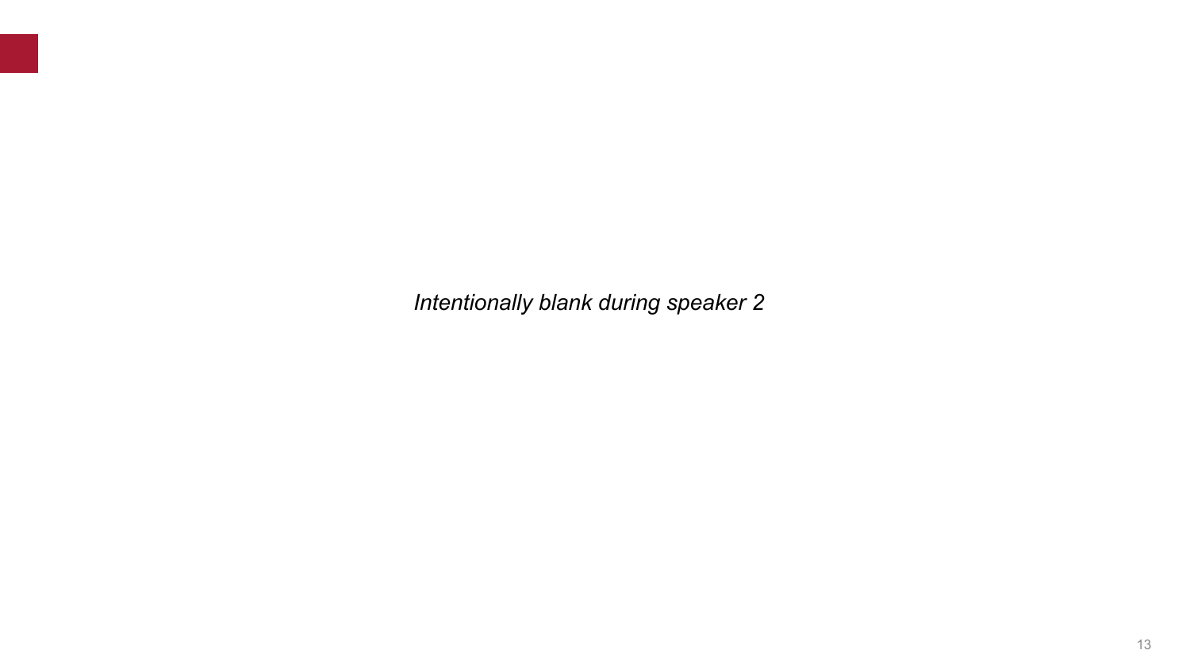*Intentionally blank during speaker 2*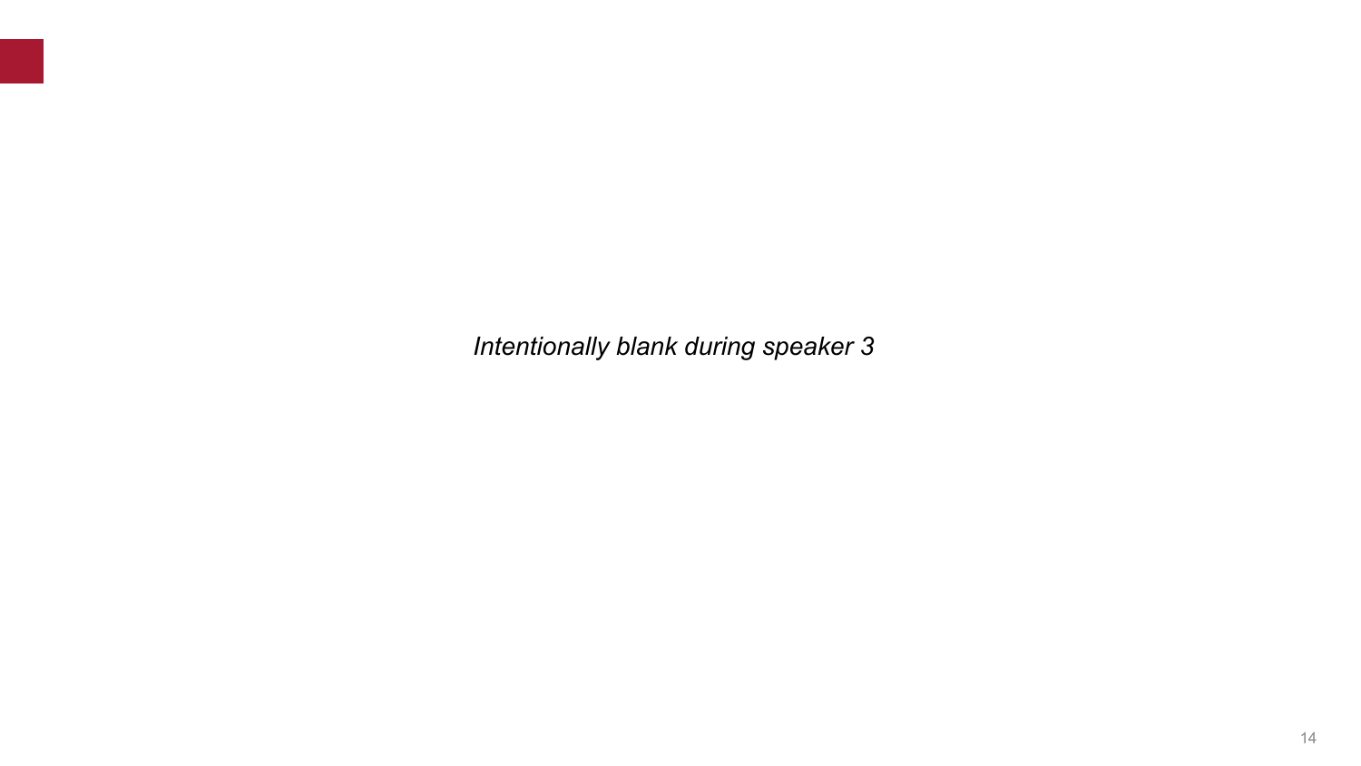*Intentionally blank during speaker 3*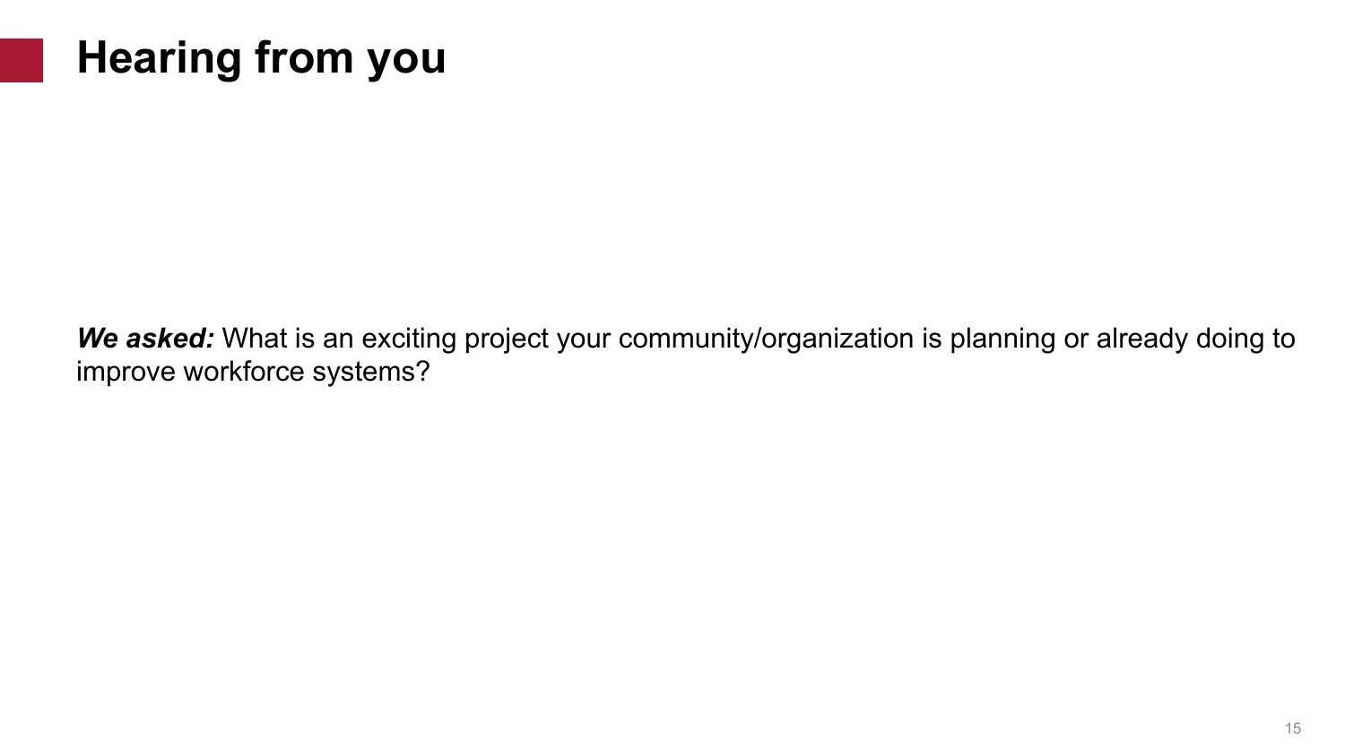# Hearing from you

***We asked:*** What is an exciting project your community/organization is planning or already doing to improve workforce systems?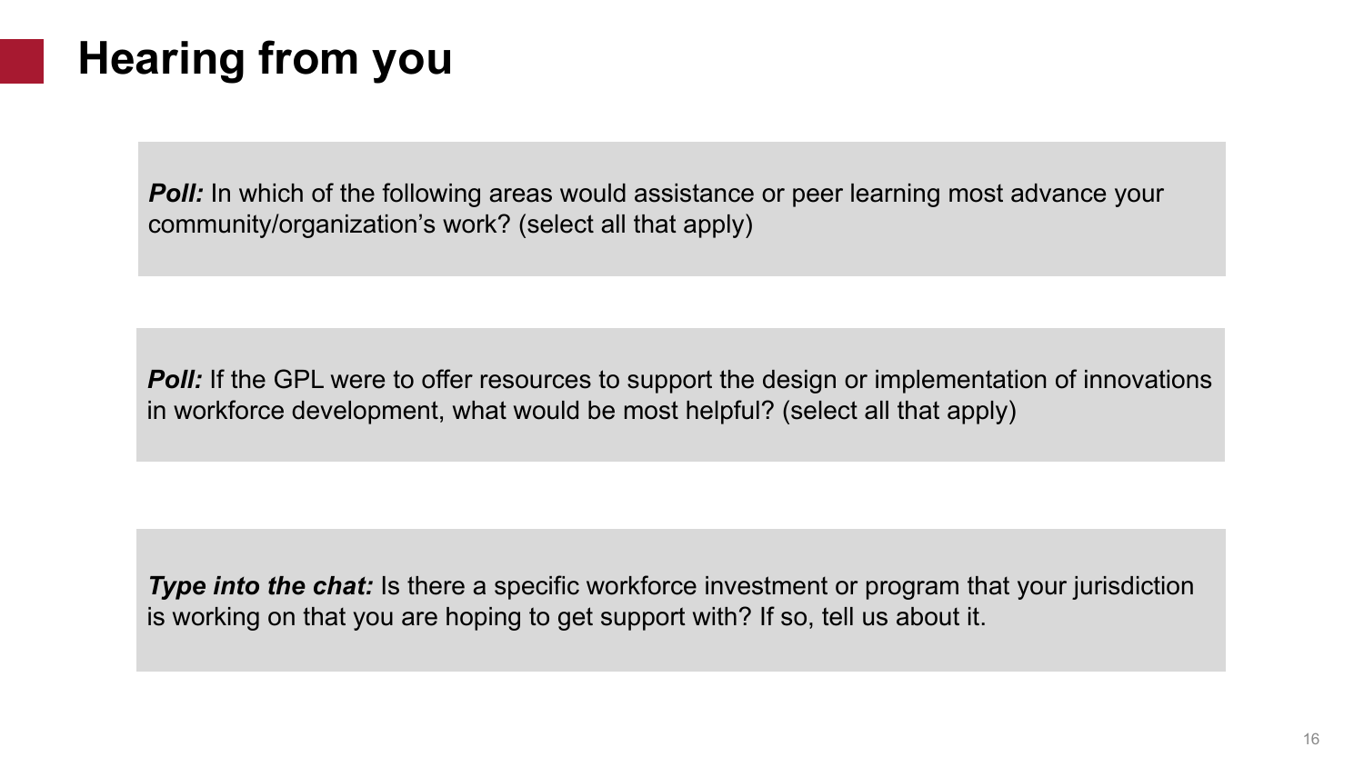# Hearing from you

***Poll:*** In which of the following areas would assistance or peer learning most advance your community/organization's work? (select all that apply)

***Poll:*** If the GPL were to offer resources to support the design or implementation of innovations in workforce development, what would be most helpful? (select all that apply)

***Type into the chat:*** Is there a specific workforce investment or program that your jurisdiction is working on that you are hoping to get support with? If so, tell us about it.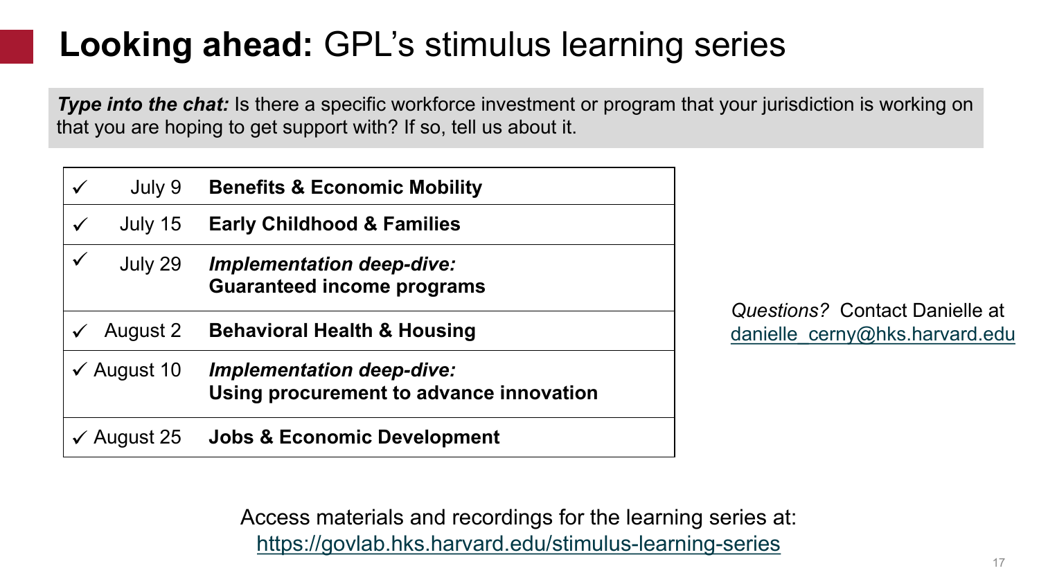# **Looking ahead:** GPL's stimulus learning series

***Type into the chat:*** Is there a specific workforce investment or program that your jurisdiction is working on that you are hoping to get support with? If so, tell us about it.

| | | |
|---|---|---|
| ✓ | July 9 | **Benefits & Economic Mobility** |
| ✓ | July 15 | **Early Childhood & Families** |
| ✓ | July 29 | ***Implementation deep-dive:*** **Guaranteed income programs** |
| ✓ | August 2 | **Behavioral Health & Housing** |
| ✓ | August 10 | ***Implementation deep-dive:*** **Using procurement to advance innovation** |
| ✓ | August 25 | **Jobs & Economic Development** |

*Questions?* Contact Danielle at danielle_cerny@hks.harvard.edu

Access materials and recordings for the learning series at: https://govlab.hks.harvard.edu/stimulus-learning-series